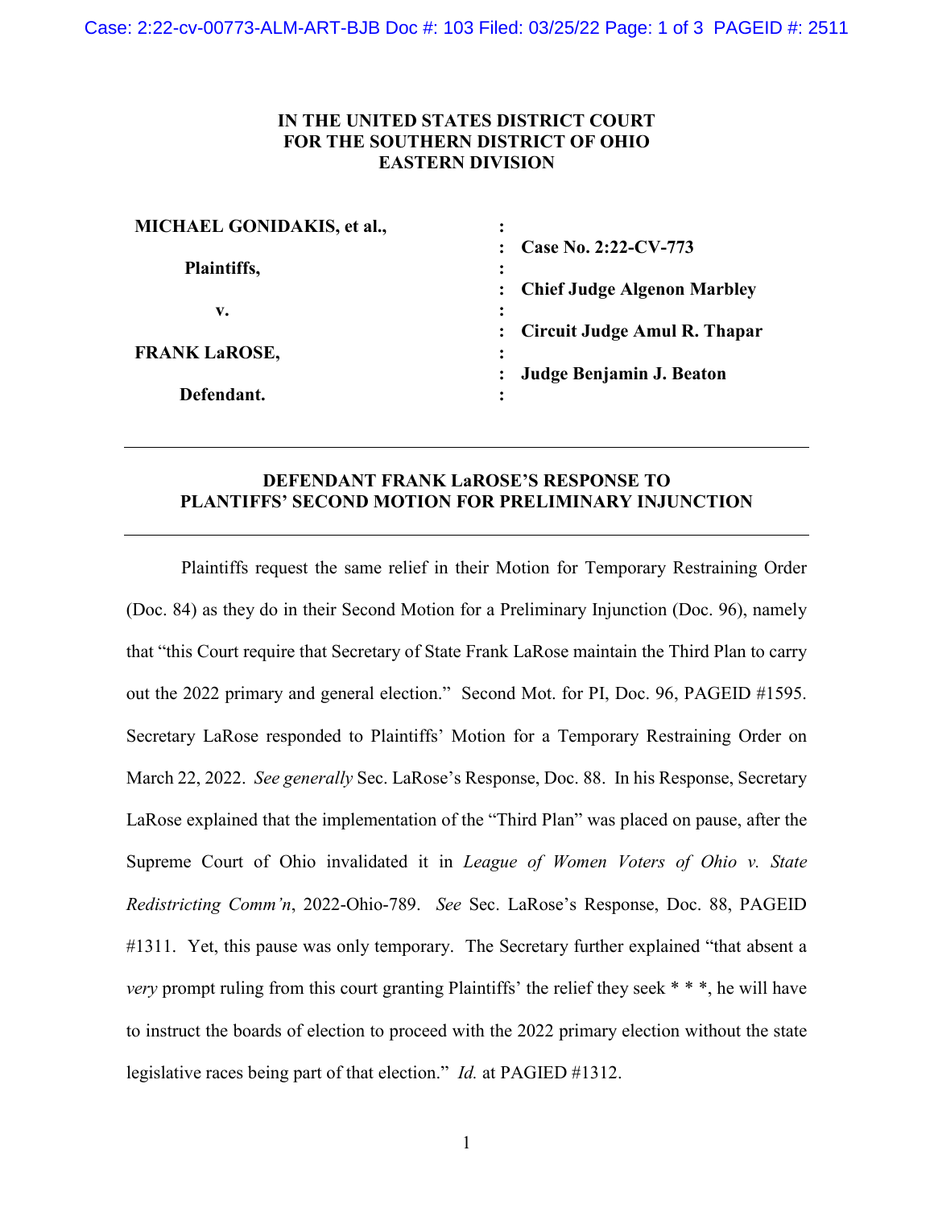**IN THE UNITED STATES DISTRICT COURT**
**FOR THE SOUTHERN DISTRICT OF OHIO**
**EASTERN DIVISION**

| | | |
|---|---|---|
| **MICHAEL GONIDAKIS, et al.,** | : | |
| | : | **Case No. 2:22-CV-773** |
| **Plaintiffs,** | : | |
| | : | **Chief Judge Algenon Marbley** |
| **v.** | : | |
| | : | **Circuit Judge Amul R. Thapar** |
| **FRANK LaROSE,** | : | |
| | : | **Judge Benjamin J. Beaton** |
| **Defendant.** | : | |

---

## DEFENDANT FRANK LaROSE'S RESPONSE TO PLANTIFFS' SECOND MOTION FOR PRELIMINARY INJUNCTION

---

Plaintiffs request the same relief in their Motion for Temporary Restraining Order (Doc. 84) as they do in their Second Motion for a Preliminary Injunction (Doc. 96), namely that "this Court require that Secretary of State Frank LaRose maintain the Third Plan to carry out the 2022 primary and general election." Second Mot. for PI, Doc. 96, PAGEID #1595. Secretary LaRose responded to Plaintiffs' Motion for a Temporary Restraining Order on March 22, 2022. *See generally* Sec. LaRose's Response, Doc. 88. In his Response, Secretary LaRose explained that the implementation of the "Third Plan" was placed on pause, after the Supreme Court of Ohio invalidated it in *League of Women Voters of Ohio v. State Redistricting Comm'n*, 2022-Ohio-789. *See* Sec. LaRose's Response, Doc. 88, PAGEID #1311. Yet, this pause was only temporary. The Secretary further explained "that absent a *very* prompt ruling from this court granting Plaintiffs' the relief they seek * * *, he will have to instruct the boards of election to proceed with the 2022 primary election without the state legislative races being part of that election." *Id.* at PAGIED #1312.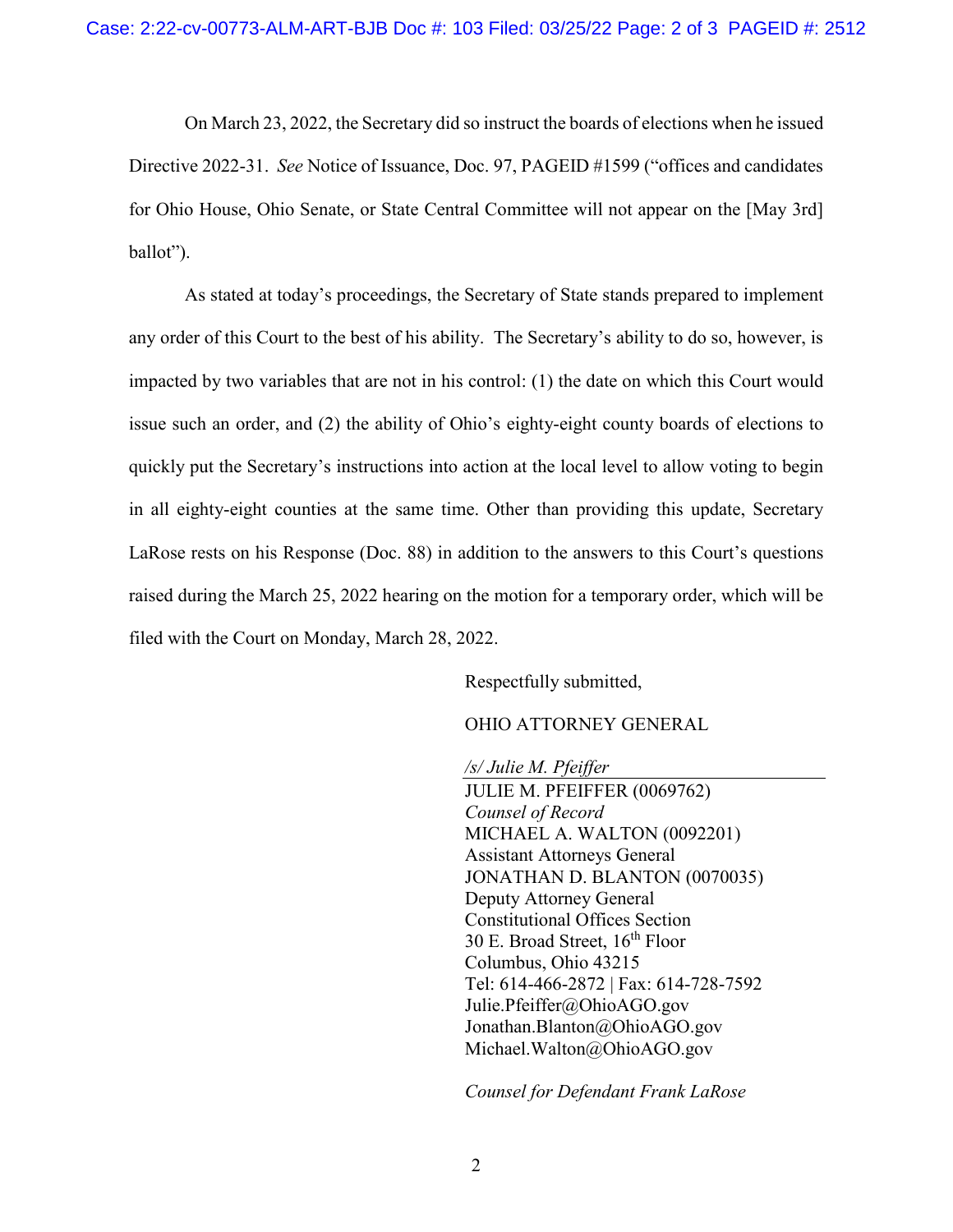On March 23, 2022, the Secretary did so instruct the boards of elections when he issued Directive 2022-31. *See* Notice of Issuance, Doc. 97, PAGEID #1599 ("offices and candidates for Ohio House, Ohio Senate, or State Central Committee will not appear on the [May 3rd] ballot").

As stated at today's proceedings, the Secretary of State stands prepared to implement any order of this Court to the best of his ability. The Secretary's ability to do so, however, is impacted by two variables that are not in his control: (1) the date on which this Court would issue such an order, and (2) the ability of Ohio's eighty-eight county boards of elections to quickly put the Secretary's instructions into action at the local level to allow voting to begin in all eighty-eight counties at the same time. Other than providing this update, Secretary LaRose rests on his Response (Doc. 88) in addition to the answers to this Court's questions raised during the March 25, 2022 hearing on the motion for a temporary order, which will be filed with the Court on Monday, March 28, 2022.

Respectfully submitted,

OHIO ATTORNEY GENERAL

*/s/ Julie M. Pfeiffer*
JULIE M. PFEIFFER (0069762)
*Counsel of Record*
MICHAEL A. WALTON (0092201)
Assistant Attorneys General
JONATHAN D. BLANTON (0070035)
Deputy Attorney General
Constitutional Offices Section
30 E. Broad Street, 16th Floor
Columbus, Ohio 43215
Tel: 614-466-2872 | Fax: 614-728-7592
Julie.Pfeiffer@OhioAGO.gov
Jonathan.Blanton@OhioAGO.gov
Michael.Walton@OhioAGO.gov

*Counsel for Defendant Frank LaRose*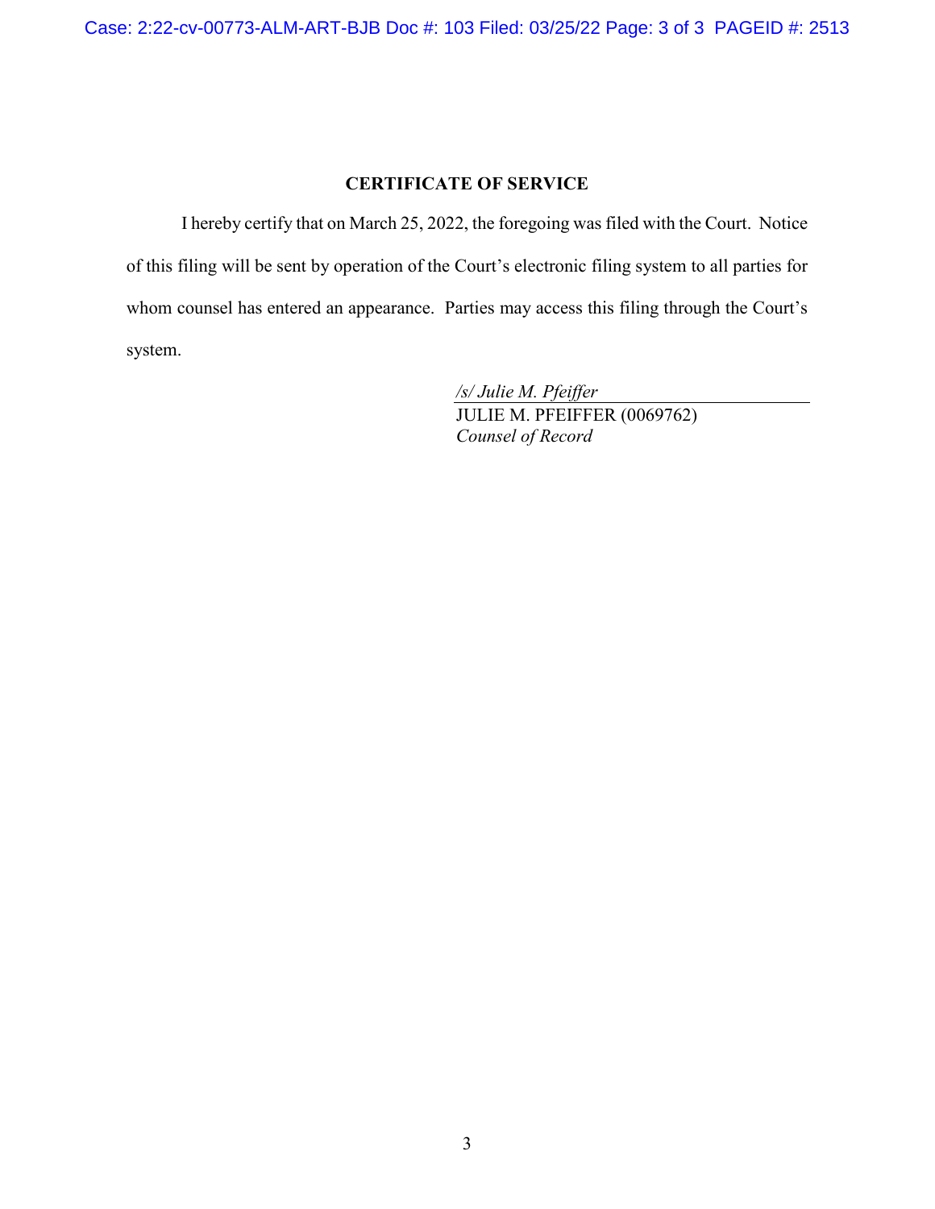## CERTIFICATE OF SERVICE

I hereby certify that on March 25, 2022, the foregoing was filed with the Court. Notice of this filing will be sent by operation of the Court's electronic filing system to all parties for whom counsel has entered an appearance. Parties may access this filing through the Court's system.

*/s/ Julie M. Pfeiffer*
JULIE M. PFEIFFER (0069762)
*Counsel of Record*